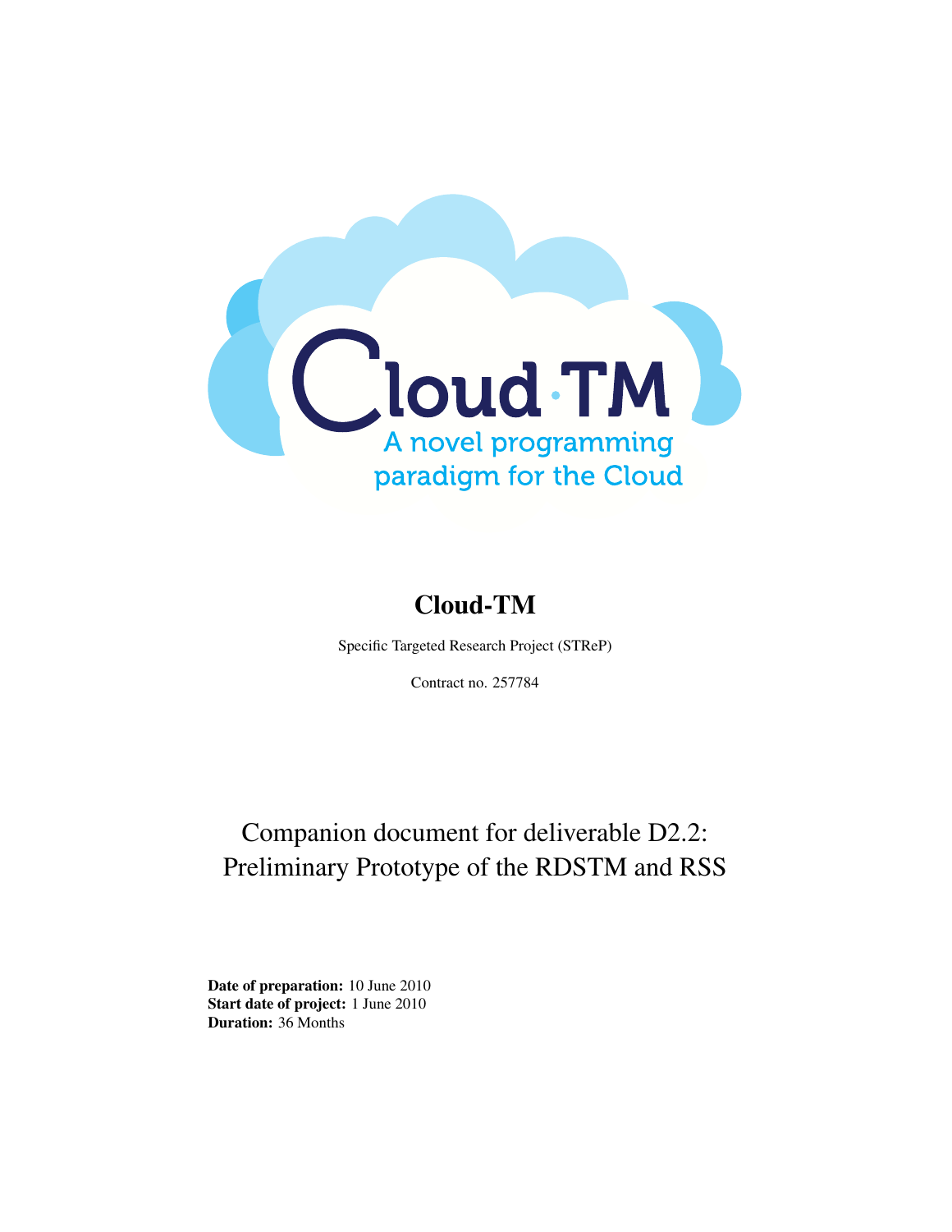# Cloud-TM

Specific Targeted Research Project (STReP)

Contract no. 257784

## Companion document for deliverable D2.2: Preliminary Prototype of the RDSTM and RSS

**Date of preparation:** 10 June 2010  
**Start date of project:** 1 June 2010  
**Duration:** 36 Months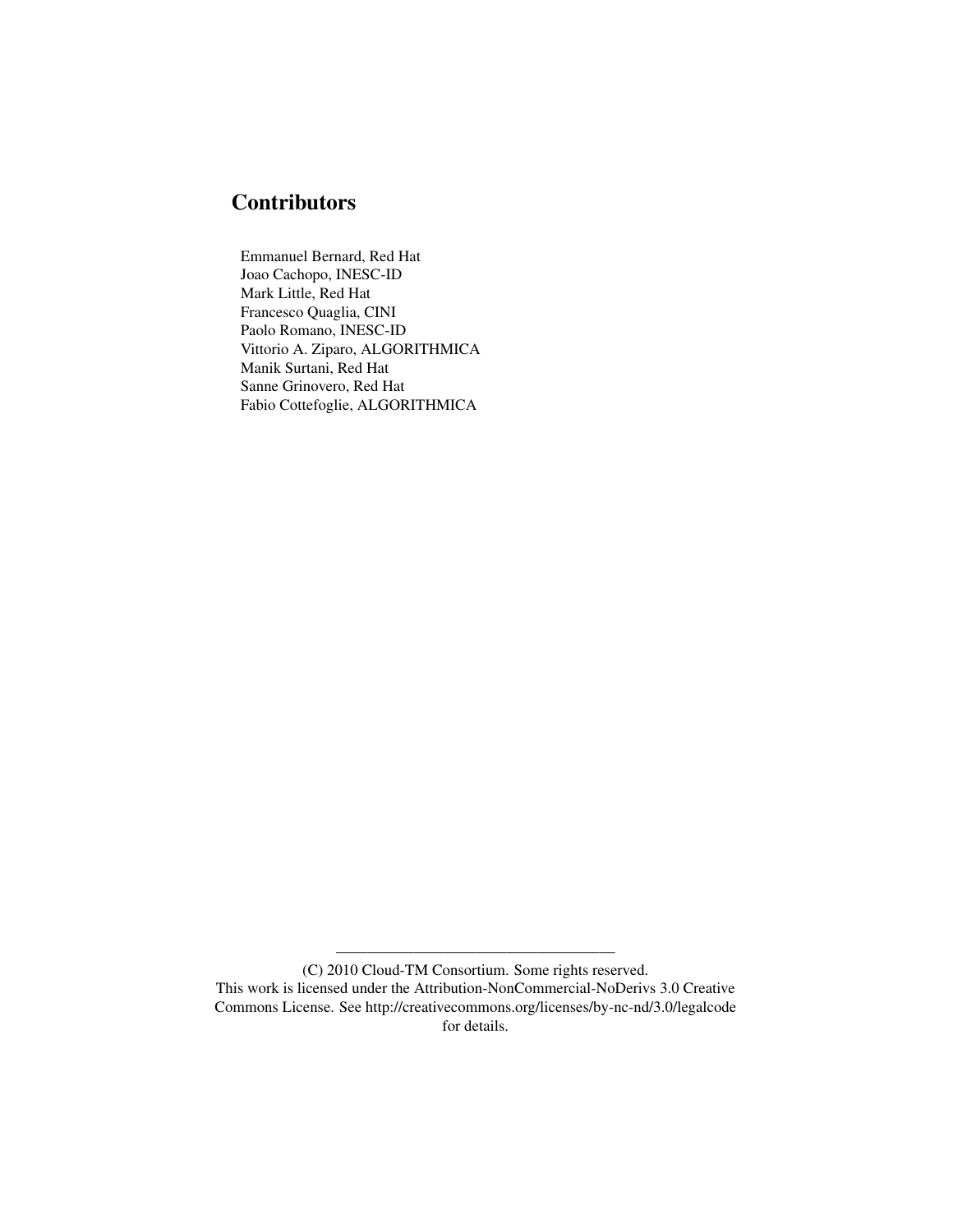## Contributors

Emmanuel Bernard, Red Hat
Joao Cachopo, INESC-ID
Mark Little, Red Hat
Francesco Quaglia, CINI
Paolo Romano, INESC-ID
Vittorio A. Ziparo, ALGORITHMICA
Manik Surtani, Red Hat
Sanne Grinovero, Red Hat
Fabio Cottefoglie, ALGORITHMICA

---

(C) 2010 Cloud-TM Consortium. Some rights reserved.
This work is licensed under the Attribution-NonCommercial-NoDerivs 3.0 Creative Commons License. See http://creativecommons.org/licenses/by-nc-nd/3.0/legalcode for details.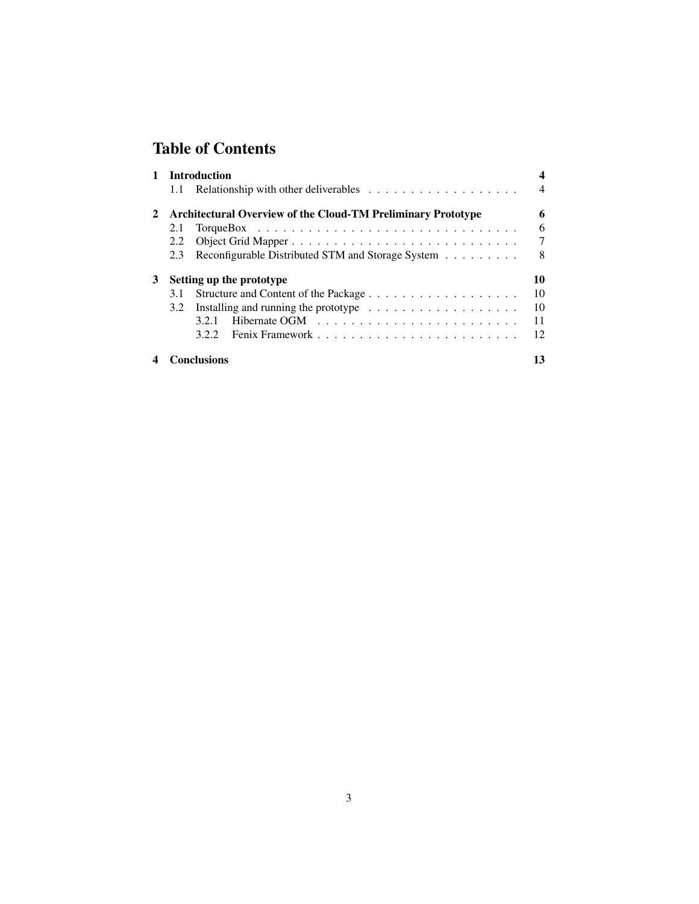# Table of Contents

**1 Introduction** **4**

- 1.1 Relationship with other deliverables . . . . . . . . . . . . . . . . . . 4

**2 Architectural Overview of the Cloud-TM Preliminary Prototype** **6**

- 2.1 TorqueBox . . . . . . . . . . . . . . . . . . . . . . . . . . . . . . . 6
- 2.2 Object Grid Mapper . . . . . . . . . . . . . . . . . . . . . . . . . . . 7
- 2.3 Reconfigurable Distributed STM and Storage System . . . . . . . . . 8

**3 Setting up the prototype** **10**

- 3.1 Structure and Content of the Package . . . . . . . . . . . . . . . . . . 10
- 3.2 Installing and running the prototype . . . . . . . . . . . . . . . . . . 10
  - 3.2.1 Hibernate OGM . . . . . . . . . . . . . . . . . . . . . . . . 11
  - 3.2.2 Fenix Framework . . . . . . . . . . . . . . . . . . . . . . . . 12

**4 Conclusions** **13**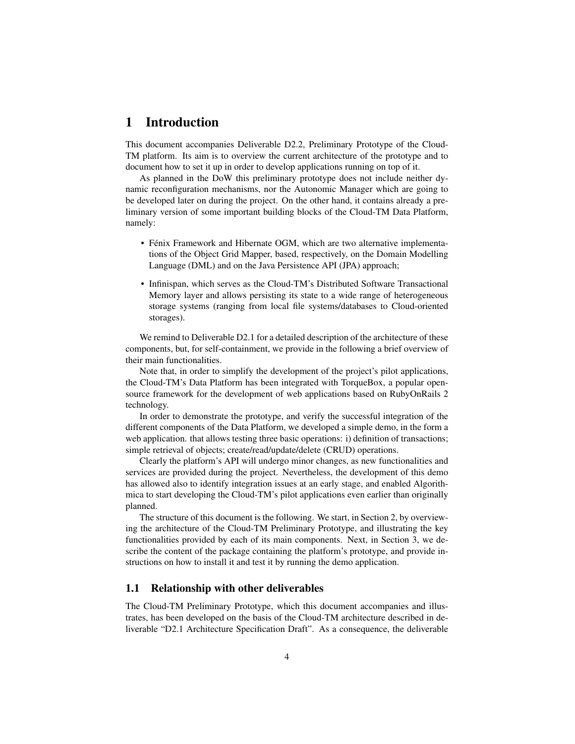# 1 Introduction

This document accompanies Deliverable D2.2, Preliminary Prototype of the Cloud-TM platform. Its aim is to overview the current architecture of the prototype and to document how to set it up in order to develop applications running on top of it.

As planned in the DoW this preliminary prototype does not include neither dynamic reconfiguration mechanisms, nor the Autonomic Manager which are going to be developed later on during the project. On the other hand, it contains already a preliminary version of some important building blocks of the Cloud-TM Data Platform, namely:

- Fénix Framework and Hibernate OGM, which are two alternative implementations of the Object Grid Mapper, based, respectively, on the Domain Modelling Language (DML) and on the Java Persistence API (JPA) approach;
- Infinispan, which serves as the Cloud-TM's Distributed Software Transactional Memory layer and allows persisting its state to a wide range of heterogeneous storage systems (ranging from local file systems/databases to Cloud-oriented storages).

We remind to Deliverable D2.1 for a detailed description of the architecture of these components, but, for self-containment, we provide in the following a brief overview of their main functionalities.

Note that, in order to simplify the development of the project's pilot applications, the Cloud-TM's Data Platform has been integrated with TorqueBox, a popular open-source framework for the development of web applications based on RubyOnRails 2 technology.

In order to demonstrate the prototype, and verify the successful integration of the different components of the Data Platform, we developed a simple demo, in the form a web application. that allows testing three basic operations: i) definition of transactions; simple retrieval of objects; create/read/update/delete (CRUD) operations.

Clearly the platform's API will undergo minor changes, as new functionalities and services are provided during the project. Nevertheless, the development of this demo has allowed also to identify integration issues at an early stage, and enabled Algorithmica to start developing the Cloud-TM's pilot applications even earlier than originally planned.

The structure of this document is the following. We start, in Section 2, by overviewing the architecture of the Cloud-TM Preliminary Prototype, and illustrating the key functionalities provided by each of its main components. Next, in Section 3, we describe the content of the package containing the platform's prototype, and provide instructions on how to install it and test it by running the demo application.

## 1.1 Relationship with other deliverables

The Cloud-TM Preliminary Prototype, which this document accompanies and illustrates, has been developed on the basis of the Cloud-TM architecture described in deliverable "D2.1 Architecture Specification Draft". As a consequence, the deliverable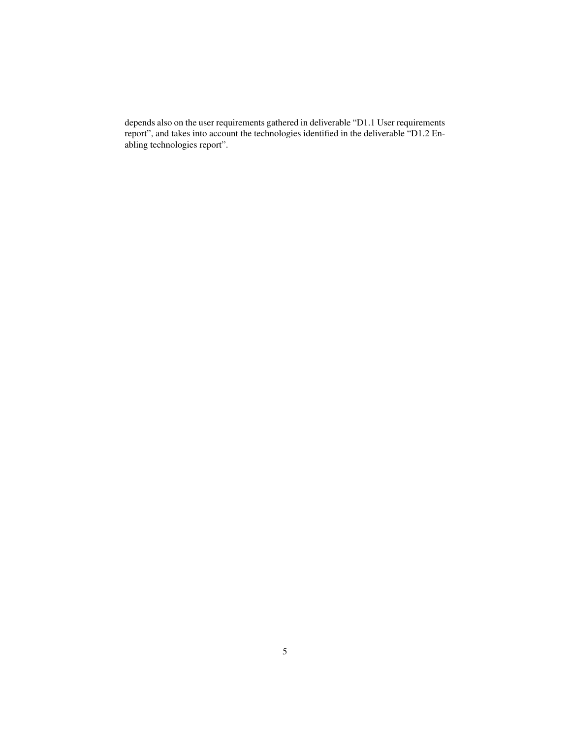depends also on the user requirements gathered in deliverable "D1.1 User requirements report", and takes into account the technologies identified in the deliverable "D1.2 Enabling technologies report".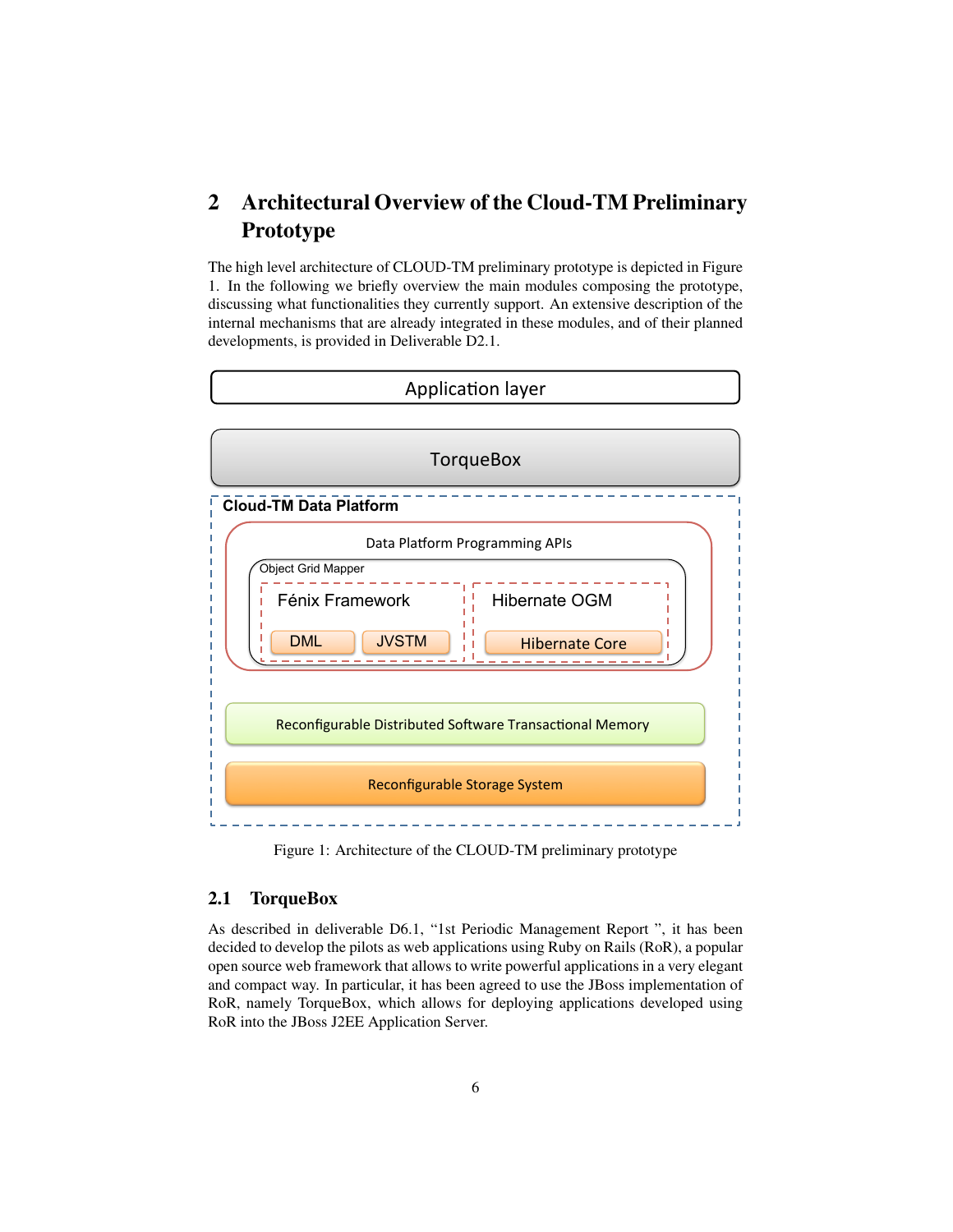# 2 Architectural Overview of the Cloud-TM Preliminary Prototype

The high level architecture of CLOUD-TM preliminary prototype is depicted in Figure 1. In the following we briefly overview the main modules composing the prototype, discussing what functionalities they currently support. An extensive description of the internal mechanisms that are already integrated in these modules, and of their planned developments, is provided in Deliverable D2.1.

Figure 1: Architecture of the CLOUD-TM preliminary prototype

## 2.1 TorqueBox

As described in deliverable D6.1, "1st Periodic Management Report ", it has been decided to develop the pilots as web applications using Ruby on Rails (RoR), a popular open source web framework that allows to write powerful applications in a very elegant and compact way. In particular, it has been agreed to use the JBoss implementation of RoR, namely TorqueBox, which allows for deploying applications developed using RoR into the JBoss J2EE Application Server.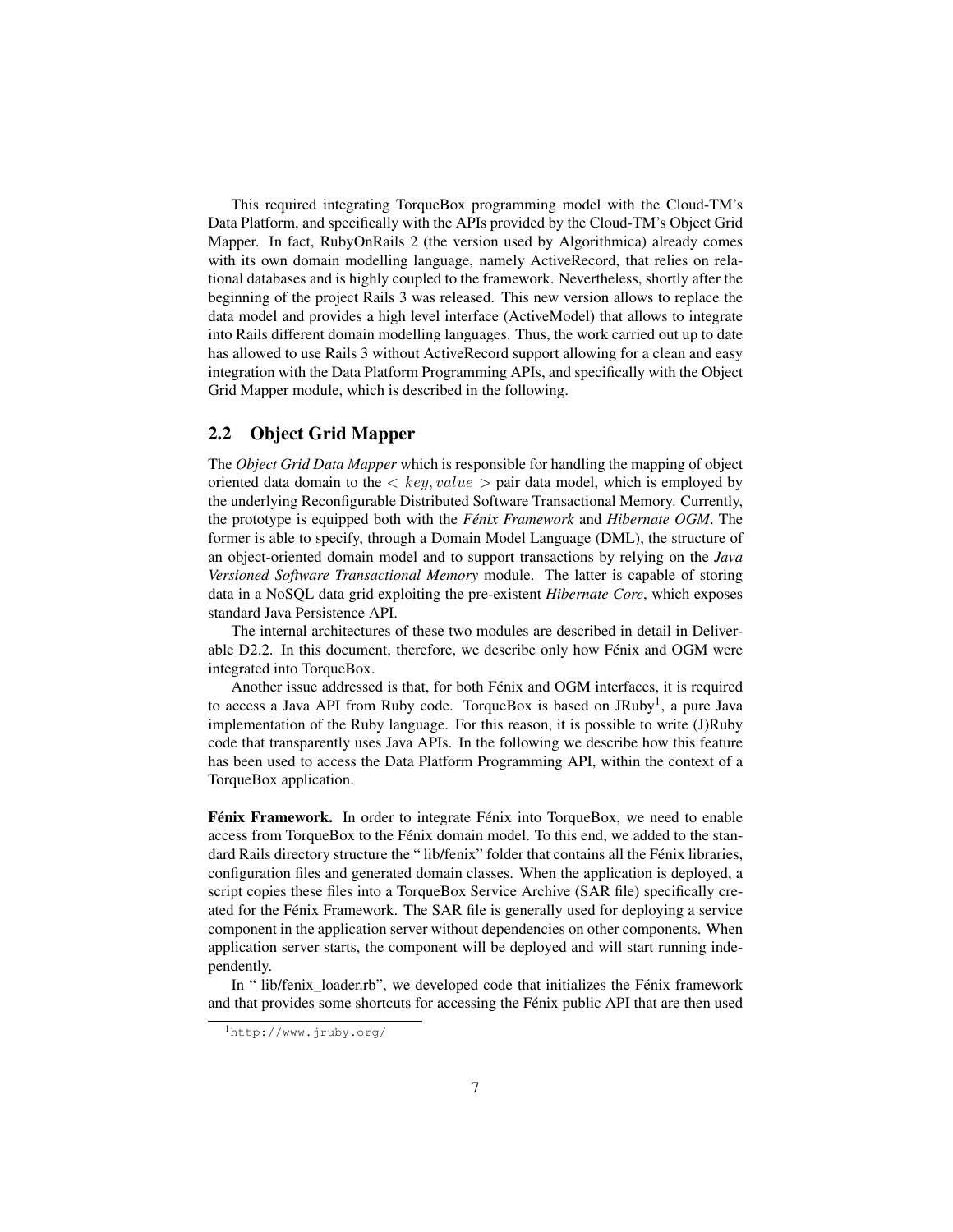This required integrating TorqueBox programming model with the Cloud-TM's Data Platform, and specifically with the APIs provided by the Cloud-TM's Object Grid Mapper. In fact, RubyOnRails 2 (the version used by Algorithmica) already comes with its own domain modelling language, namely ActiveRecord, that relies on relational databases and is highly coupled to the framework. Nevertheless, shortly after the beginning of the project Rails 3 was released. This new version allows to replace the data model and provides a high level interface (ActiveModel) that allows to integrate into Rails different domain modelling languages. Thus, the work carried out up to date has allowed to use Rails 3 without ActiveRecord support allowing for a clean and easy integration with the Data Platform Programming APIs, and specifically with the Object Grid Mapper module, which is described in the following.

## 2.2 Object Grid Mapper

The *Object Grid Data Mapper* which is responsible for handling the mapping of object oriented data domain to the $< key, value >$ pair data model, which is employed by the underlying Reconfigurable Distributed Software Transactional Memory. Currently, the prototype is equipped both with the *Fénix Framework* and *Hibernate OGM*. The former is able to specify, through a Domain Model Language (DML), the structure of an object-oriented domain model and to support transactions by relying on the *Java Versioned Software Transactional Memory* module. The latter is capable of storing data in a NoSQL data grid exploiting the pre-existent *Hibernate Core*, which exposes standard Java Persistence API.

The internal architectures of these two modules are described in detail in Deliverable D2.2. In this document, therefore, we describe only how Fénix and OGM were integrated into TorqueBox.

Another issue addressed is that, for both Fénix and OGM interfaces, it is required to access a Java API from Ruby code. TorqueBox is based on JRuby[1], a pure Java implementation of the Ruby language. For this reason, it is possible to write (J)Ruby code that transparently uses Java APIs. In the following we describe how this feature has been used to access the Data Platform Programming API, within the context of a TorqueBox application.

**Fénix Framework.** In order to integrate Fénix into TorqueBox, we need to enable access from TorqueBox to the Fénix domain model. To this end, we added to the standard Rails directory structure the " lib/fenix" folder that contains all the Fénix libraries, configuration files and generated domain classes. When the application is deployed, a script copies these files into a TorqueBox Service Archive (SAR file) specifically created for the Fénix Framework. The SAR file is generally used for deploying a service component in the application server without dependencies on other components. When application server starts, the component will be deployed and will start running independently.

In " lib/fenix_loader.rb", we developed code that initializes the Fénix framework and that provides some shortcuts for accessing the Fénix public API that are then used

[1] http://www.jruby.org/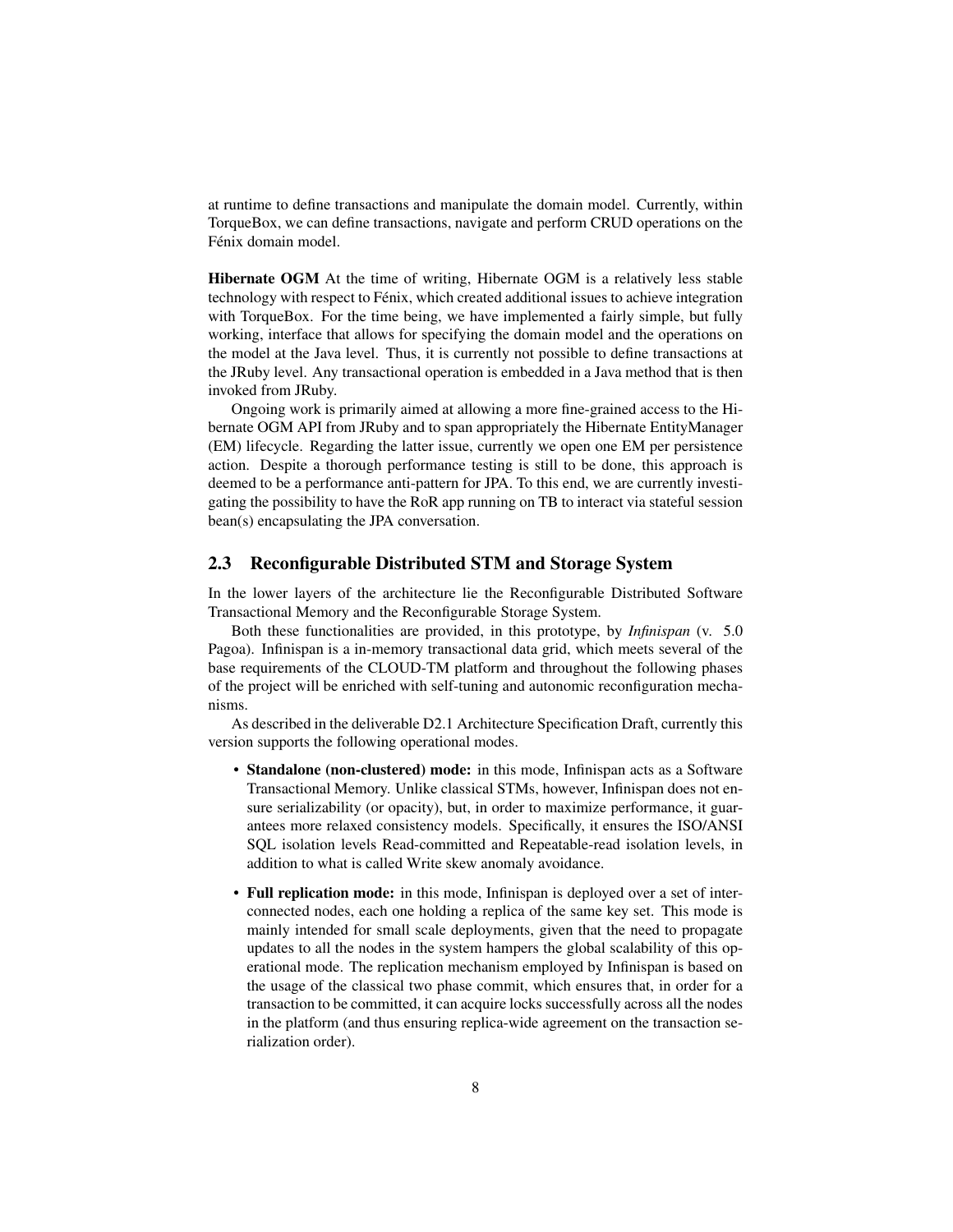at runtime to define transactions and manipulate the domain model. Currently, within TorqueBox, we can define transactions, navigate and perform CRUD operations on the Fénix domain model.

**Hibernate OGM** At the time of writing, Hibernate OGM is a relatively less stable technology with respect to Fénix, which created additional issues to achieve integration with TorqueBox. For the time being, we have implemented a fairly simple, but fully working, interface that allows for specifying the domain model and the operations on the model at the Java level. Thus, it is currently not possible to define transactions at the JRuby level. Any transactional operation is embedded in a Java method that is then invoked from JRuby.

Ongoing work is primarily aimed at allowing a more fine-grained access to the Hibernate OGM API from JRuby and to span appropriately the Hibernate EntityManager (EM) lifecycle. Regarding the latter issue, currently we open one EM per persistence action. Despite a thorough performance testing is still to be done, this approach is deemed to be a performance anti-pattern for JPA. To this end, we are currently investigating the possibility to have the RoR app running on TB to interact via stateful session bean(s) encapsulating the JPA conversation.

## 2.3 Reconfigurable Distributed STM and Storage System

In the lower layers of the architecture lie the Reconfigurable Distributed Software Transactional Memory and the Reconfigurable Storage System.

Both these functionalities are provided, in this prototype, by *Infinispan* (v. 5.0 Pagoa). Infinispan is a in-memory transactional data grid, which meets several of the base requirements of the CLOUD-TM platform and throughout the following phases of the project will be enriched with self-tuning and autonomic reconfiguration mechanisms.

As described in the deliverable D2.1 Architecture Specification Draft, currently this version supports the following operational modes.

- **Standalone (non-clustered) mode:** in this mode, Infinispan acts as a Software Transactional Memory. Unlike classical STMs, however, Infinispan does not ensure serializability (or opacity), but, in order to maximize performance, it guarantees more relaxed consistency models. Specifically, it ensures the ISO/ANSI SQL isolation levels Read-committed and Repeatable-read isolation levels, in addition to what is called Write skew anomaly avoidance.
- **Full replication mode:** in this mode, Infinispan is deployed over a set of interconnected nodes, each one holding a replica of the same key set. This mode is mainly intended for small scale deployments, given that the need to propagate updates to all the nodes in the system hampers the global scalability of this operational mode. The replication mechanism employed by Infinispan is based on the usage of the classical two phase commit, which ensures that, in order for a transaction to be committed, it can acquire locks successfully across all the nodes in the platform (and thus ensuring replica-wide agreement on the transaction serialization order).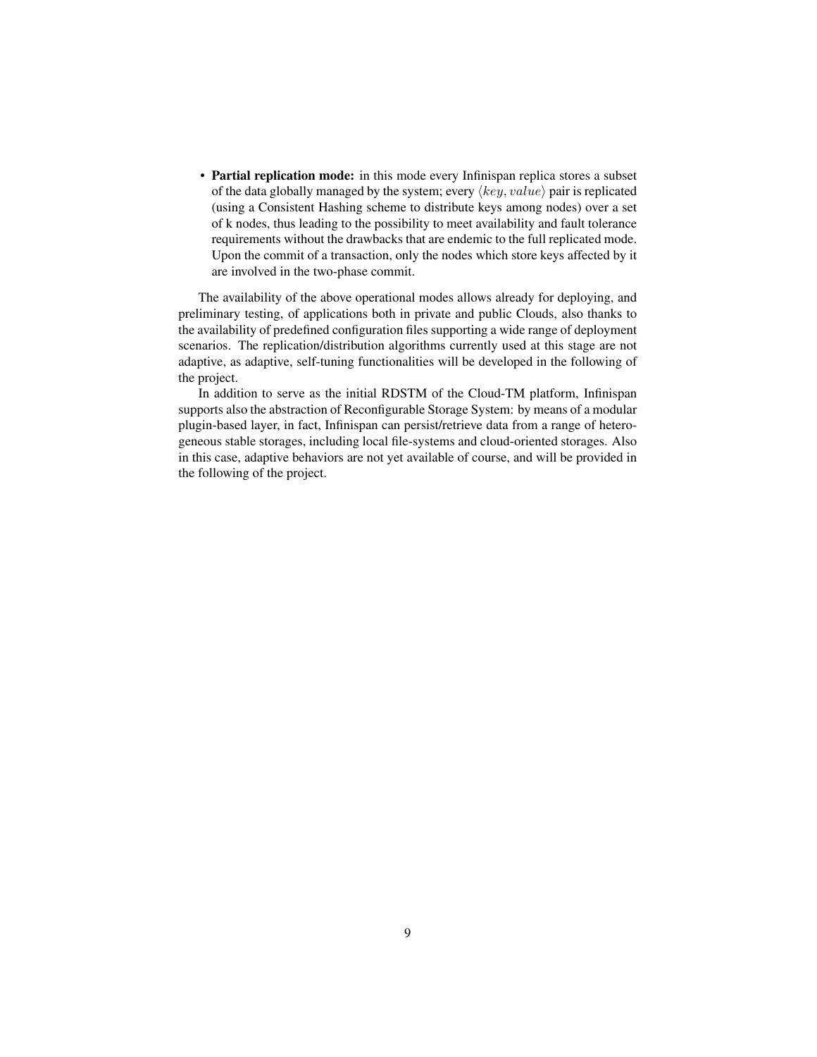- **Partial replication mode:** in this mode every Infinispan replica stores a subset of the data globally managed by the system; every $\langle key, value \rangle$ pair is replicated (using a Consistent Hashing scheme to distribute keys among nodes) over a set of k nodes, thus leading to the possibility to meet availability and fault tolerance requirements without the drawbacks that are endemic to the full replicated mode. Upon the commit of a transaction, only the nodes which store keys affected by it are involved in the two-phase commit.

The availability of the above operational modes allows already for deploying, and preliminary testing, of applications both in private and public Clouds, also thanks to the availability of predefined configuration files supporting a wide range of deployment scenarios. The replication/distribution algorithms currently used at this stage are not adaptive, as adaptive, self-tuning functionalities will be developed in the following of the project.

In addition to serve as the initial RDSTM of the Cloud-TM platform, Infinispan supports also the abstraction of Reconfigurable Storage System: by means of a modular plugin-based layer, in fact, Infinispan can persist/retrieve data from a range of heterogeneous stable storages, including local file-systems and cloud-oriented storages. Also in this case, adaptive behaviors are not yet available of course, and will be provided in the following of the project.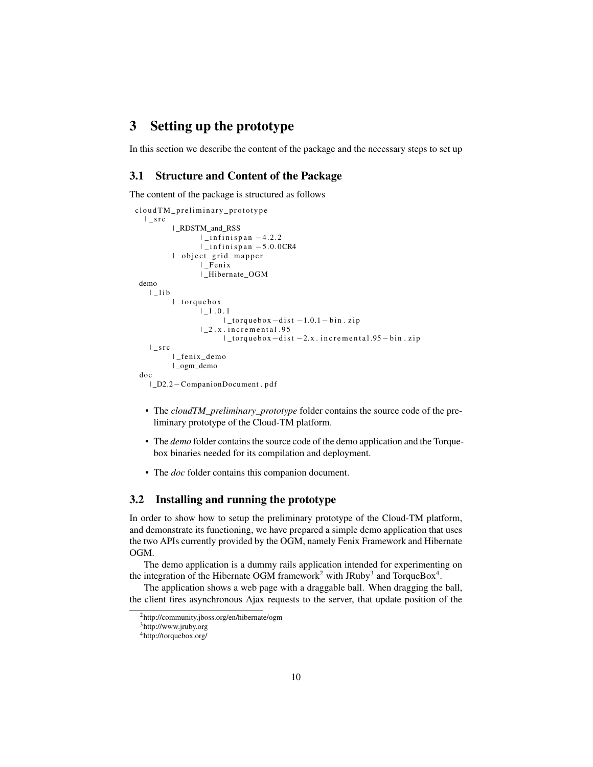# 3 Setting up the prototype

In this section we describe the content of the package and the necessary steps to set up

## 3.1 Structure and Content of the Package

The content of the package is structured as follows

```
cloudTM_preliminary_prototype
  |_src
        |_RDSTM_and_RSS
              |_infinispan -4.2.2
              |_infinispan -5.0.0CR4
        |_object_grid_mapper
              |_Fenix
              |_Hibernate_OGM
demo
  |_lib
        |_torquebox
              |_1.0.1
                    |_torquebox-dist -1.0.1-bin.zip
              |_2.x.incremental.95
                    |_torquebox-dist -2.x.incremental.95-bin.zip
  |_src
        |_fenix_demo
        |_ogm_demo
doc
  |_D2.2-CompanionDocument.pdf
```

- The *cloudTM_preliminary_prototype* folder contains the source code of the preliminary prototype of the Cloud-TM platform.
- The *demo* folder contains the source code of the demo application and the Torquebox binaries needed for its compilation and deployment.
- The *doc* folder contains this companion document.

## 3.2 Installing and running the prototype

In order to show how to setup the preliminary prototype of the Cloud-TM platform, and demonstrate its functioning, we have prepared a simple demo application that uses the two APIs currently provided by the OGM, namely Fenix Framework and Hibernate OGM.

The demo application is a dummy rails application intended for experimenting on the integration of the Hibernate OGM framework[2] with JRuby[3] and TorqueBox[4].

The application shows a web page with a draggable ball. When dragging the ball, the client fires asynchronous Ajax requests to the server, that update position of the

[2] http://community.jboss.org/en/hibernate/ogm

[3] http://www.jruby.org

[4] http://torquebox.org/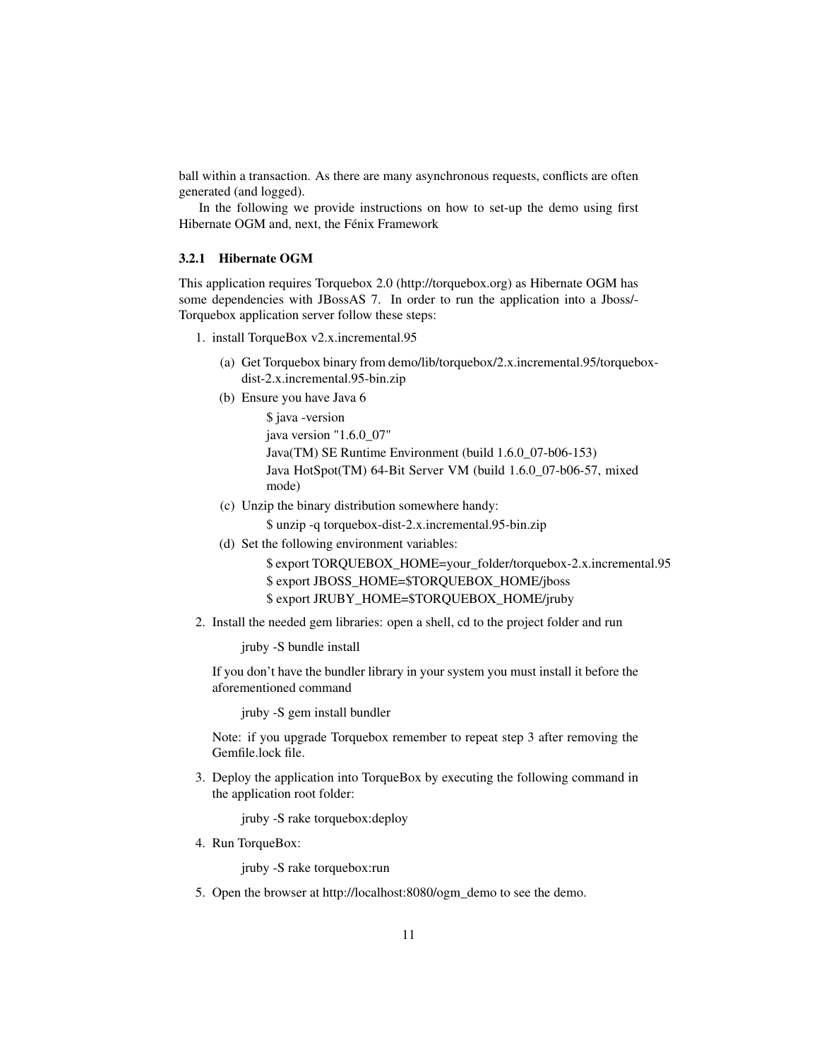ball within a transaction. As there are many asynchronous requests, conflicts are often generated (and logged).

In the following we provide instructions on how to set-up the demo using first Hibernate OGM and, next, the Fénix Framework

### 3.2.1 Hibernate OGM

This application requires Torquebox 2.0 (http://torquebox.org) as Hibernate OGM has some dependencies with JBossAS 7. In order to run the application into a Jboss/-Torquebox application server follow these steps:

1. install TorqueBox v2.x.incremental.95
   (a) Get Torquebox binary from demo/lib/torquebox/2.x.incremental.95/torquebox-dist-2.x.incremental.95-bin.zip
   (b) Ensure you have Java 6
   ```
   $ java -version
   java version "1.6.0_07"
   Java(TM) SE Runtime Environment (build 1.6.0_07-b06-153)
   Java HotSpot(TM) 64-Bit Server VM (build 1.6.0_07-b06-57, mixed mode)
   ```
   (c) Unzip the binary distribution somewhere handy:
   ```
   $ unzip -q torquebox-dist-2.x.incremental.95-bin.zip
   ```
   (d) Set the following environment variables:
   ```
   $ export TORQUEBOX_HOME=your_folder/torquebox-2.x.incremental.95
   $ export JBOSS_HOME=$TORQUEBOX_HOME/jboss
   $ export JRUBY_HOME=$TORQUEBOX_HOME/jruby
   ```
2. Install the needed gem libraries: open a shell, cd to the project folder and run
   ```
   jruby -S bundle install
   ```
   If you don't have the bundler library in your system you must install it before the aforementioned command
   ```
   jruby -S gem install bundler
   ```
   Note: if you upgrade Torquebox remember to repeat step 3 after removing the Gemfile.lock file.
3. Deploy the application into TorqueBox by executing the following command in the application root folder:
   ```
   jruby -S rake torquebox:deploy
   ```
4. Run TorqueBox:
   ```
   jruby -S rake torquebox:run
   ```
5. Open the browser at http://localhost:8080/ogm_demo to see the demo.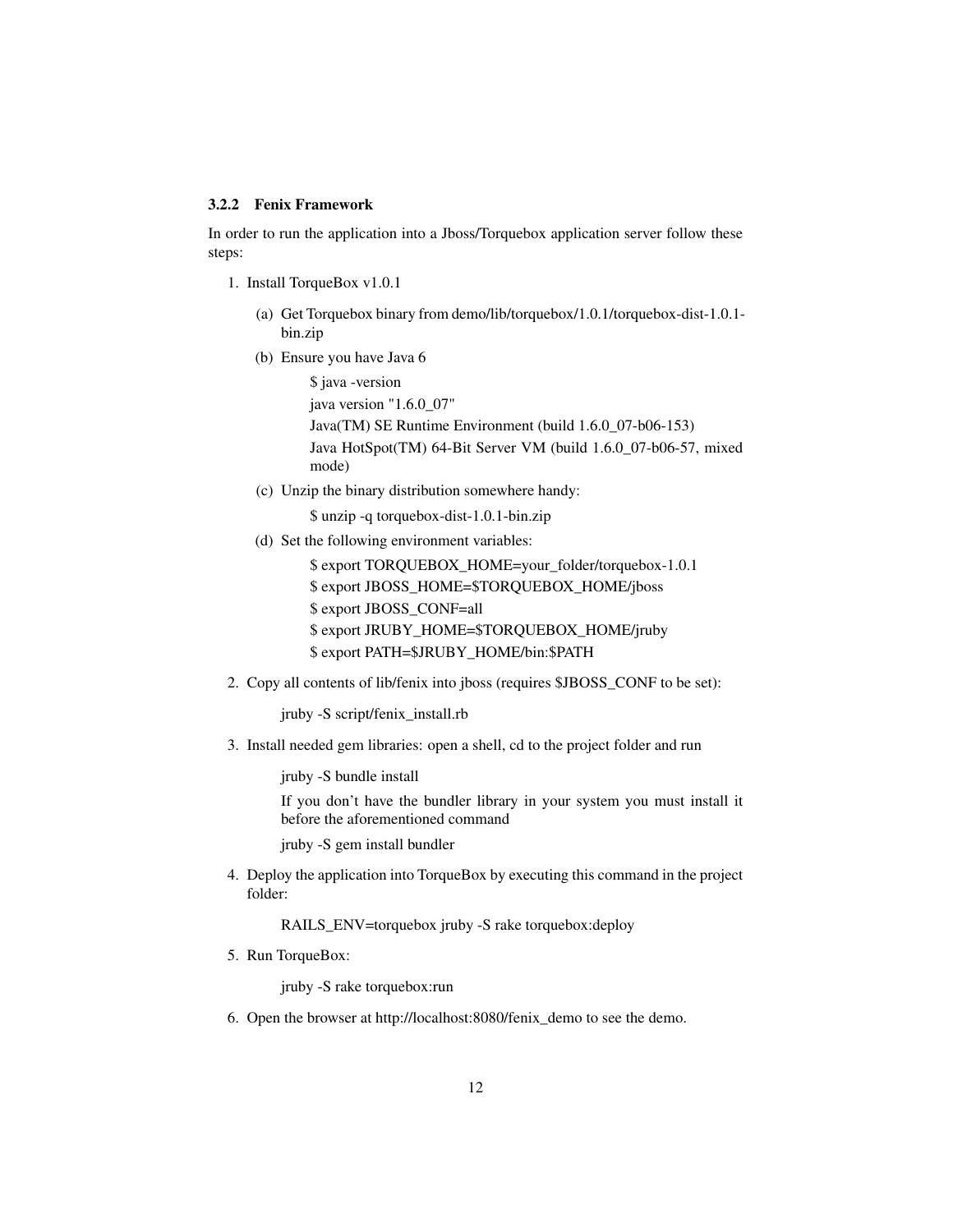### 3.2.2 Fenix Framework

In order to run the application into a Jboss/Torquebox application server follow these steps:

1. Install TorqueBox v1.0.1

   (a) Get Torquebox binary from demo/lib/torquebox/1.0.1/torquebox-dist-1.0.1-bin.zip

   (b) Ensure you have Java 6

   ```
   $ java -version
   java version "1.6.0_07"
   Java(TM) SE Runtime Environment (build 1.6.0_07-b06-153)
   Java HotSpot(TM) 64-Bit Server VM (build 1.6.0_07-b06-57, mixed mode)
   ```

   (c) Unzip the binary distribution somewhere handy:

   ```
   $ unzip -q torquebox-dist-1.0.1-bin.zip
   ```

   (d) Set the following environment variables:

   ```
   $ export TORQUEBOX_HOME=your_folder/torquebox-1.0.1
   $ export JBOSS_HOME=$TORQUEBOX_HOME/jboss
   $ export JBOSS_CONF=all
   $ export JRUBY_HOME=$TORQUEBOX_HOME/jruby
   $ export PATH=$JRUBY_HOME/bin:$PATH
   ```

2. Copy all contents of lib/fenix into jboss (requires $JBOSS_CONF to be set):

   ```
   jruby -S script/fenix_install.rb
   ```

3. Install needed gem libraries: open a shell, cd to the project folder and run

   ```
   jruby -S bundle install
   ```

   If you don't have the bundler library in your system you must install it before the aforementioned command

   ```
   jruby -S gem install bundler
   ```

4. Deploy the application into TorqueBox by executing this command in the project folder:

   ```
   RAILS_ENV=torquebox jruby -S rake torquebox:deploy
   ```

5. Run TorqueBox:

   ```
   jruby -S rake torquebox:run
   ```

6. Open the browser at http://localhost:8080/fenix_demo to see the demo.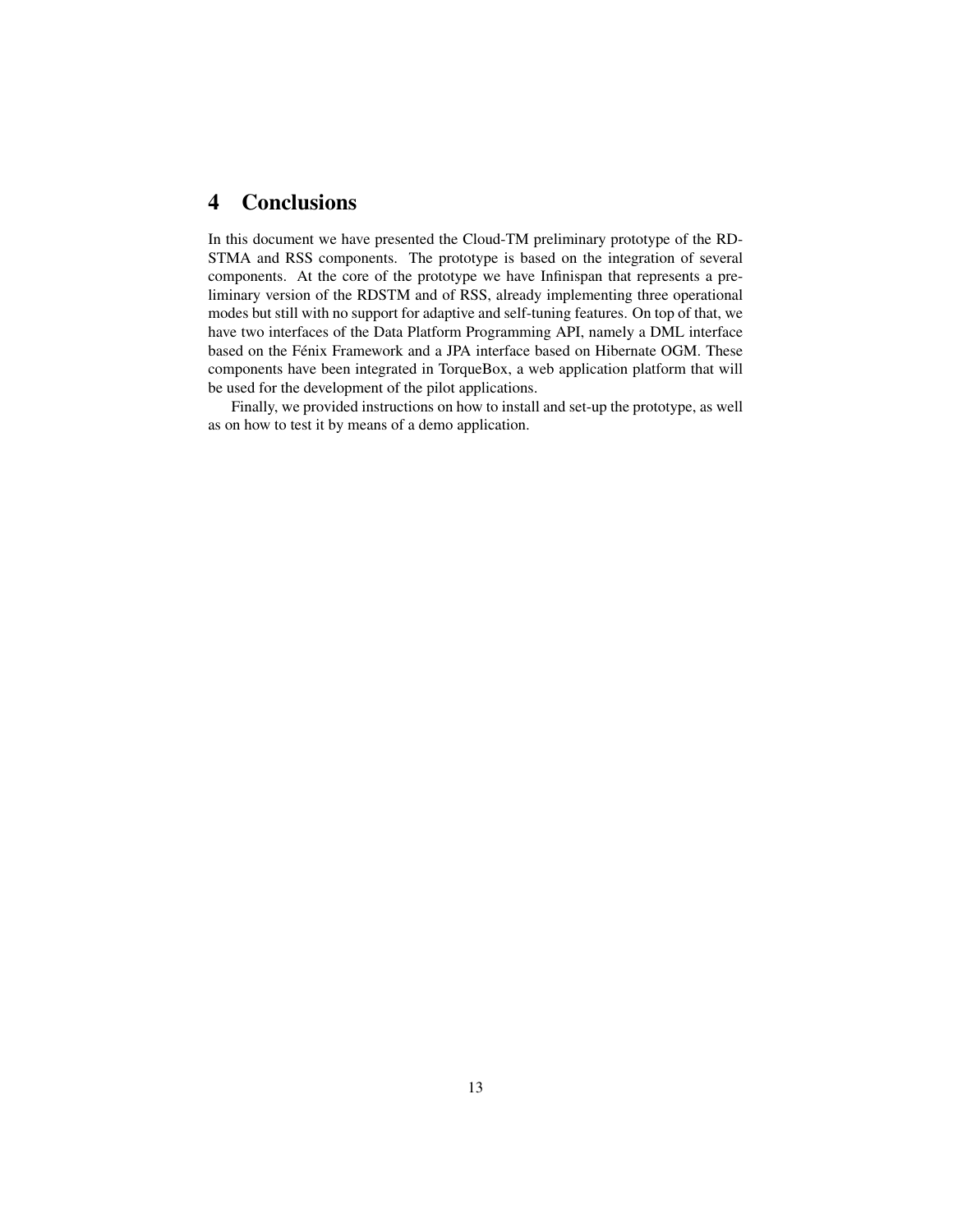# 4 Conclusions

In this document we have presented the Cloud-TM preliminary prototype of the RDSTMA and RSS components. The prototype is based on the integration of several components. At the core of the prototype we have Infinispan that represents a preliminary version of the RDSTM and of RSS, already implementing three operational modes but still with no support for adaptive and self-tuning features. On top of that, we have two interfaces of the Data Platform Programming API, namely a DML interface based on the Fénix Framework and a JPA interface based on Hibernate OGM. These components have been integrated in TorqueBox, a web application platform that will be used for the development of the pilot applications.

Finally, we provided instructions on how to install and set-up the prototype, as well as on how to test it by means of a demo application.